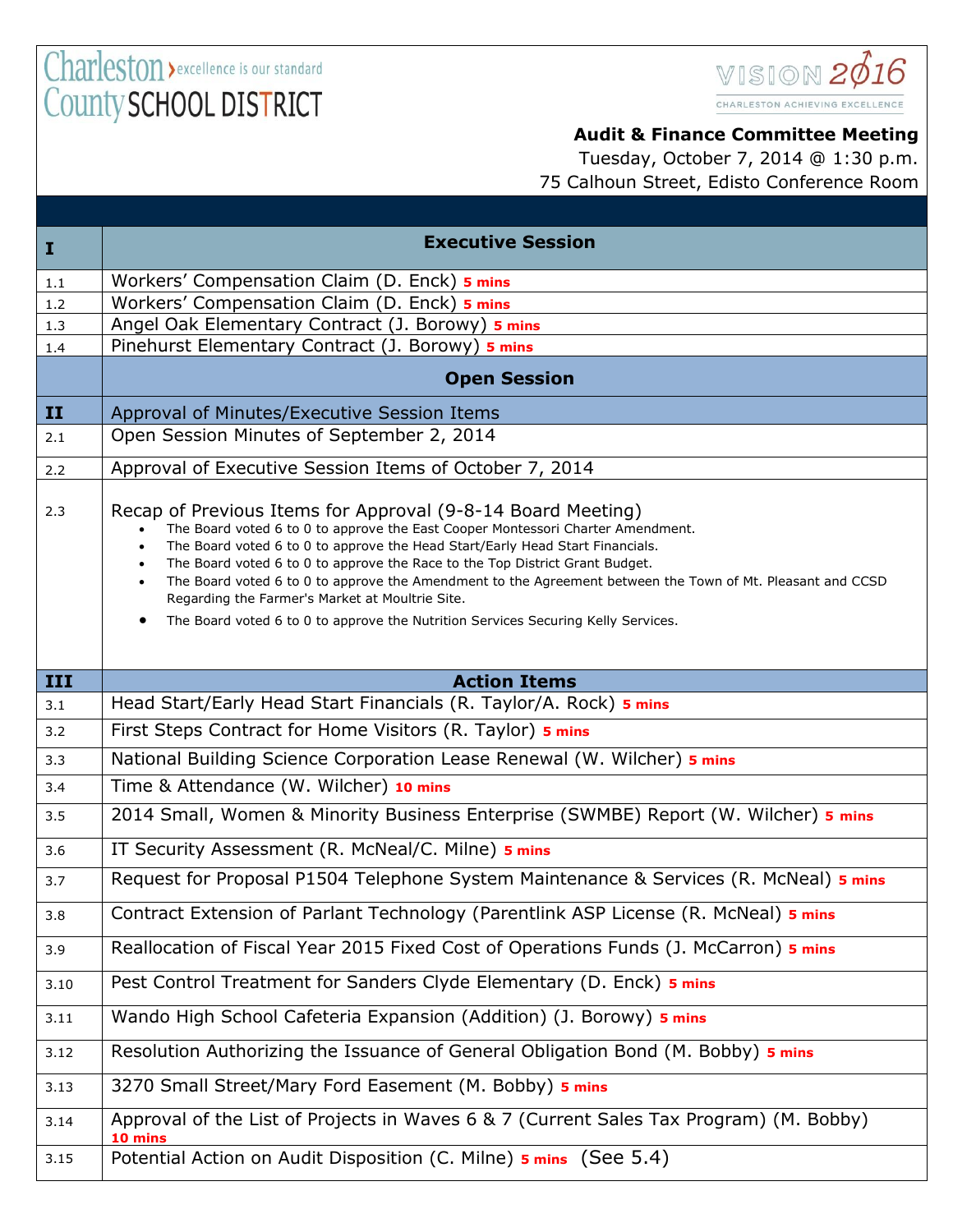Charleston County SCHOOL DISTRICT — excellence is our standard

VISION 2016 — CHARLESTON ACHIEVING EXCELLENCE

**Audit & Finance Committee Meeting**
Tuesday, October 7, 2014 @ 1:30 p.m.
75 Calhoun Street, Edisto Conference Room

| | |
|---|---|
| **I** | **Executive Session** |
| 1.1 | Workers' Compensation Claim (D. Enck) **5 mins** |
| 1.2 | Workers' Compensation Claim (D. Enck) **5 mins** |
| 1.3 | Angel Oak Elementary Contract (J. Borowy) **5 mins** |
| 1.4 | Pinehurst Elementary Contract (J. Borowy) **5 mins** |
| | **Open Session** |
| **II** | Approval of Minutes/Executive Session Items |
| 2.1 | Open Session Minutes of September 2, 2014 |
| 2.2 | Approval of Executive Session Items of October 7, 2014 |
| 2.3 | Recap of Previous Items for Approval (9-8-14 Board Meeting)<br>• The Board voted 6 to 0 to approve the East Cooper Montessori Charter Amendment.<br>• The Board voted 6 to 0 to approve the Head Start/Early Head Start Financials.<br>• The Board voted 6 to 0 to approve the Race to the Top District Grant Budget.<br>• The Board voted 6 to 0 to approve the Amendment to the Agreement between the Town of Mt. Pleasant and CCSD Regarding the Farmer's Market at Moultrie Site.<br>• The Board voted 6 to 0 to approve the Nutrition Services Securing Kelly Services. |
| **III** | **Action Items** |
| 3.1 | Head Start/Early Head Start Financials (R. Taylor/A. Rock) **5 mins** |
| 3.2 | First Steps Contract for Home Visitors (R. Taylor) **5 mins** |
| 3.3 | National Building Science Corporation Lease Renewal (W. Wilcher) **5 mins** |
| 3.4 | Time & Attendance (W. Wilcher) **10 mins** |
| 3.5 | 2014 Small, Women & Minority Business Enterprise (SWMBE) Report (W. Wilcher) **5 mins** |
| 3.6 | IT Security Assessment (R. McNeal/C. Milne) **5 mins** |
| 3.7 | Request for Proposal P1504 Telephone System Maintenance & Services (R. McNeal) **5 mins** |
| 3.8 | Contract Extension of Parlant Technology (Parentlink ASP License (R. McNeal) **5 mins** |
| 3.9 | Reallocation of Fiscal Year 2015 Fixed Cost of Operations Funds (J. McCarron) **5 mins** |
| 3.10 | Pest Control Treatment for Sanders Clyde Elementary (D. Enck) **5 mins** |
| 3.11 | Wando High School Cafeteria Expansion (Addition) (J. Borowy) **5 mins** |
| 3.12 | Resolution Authorizing the Issuance of General Obligation Bond (M. Bobby) **5 mins** |
| 3.13 | 3270 Small Street/Mary Ford Easement (M. Bobby) **5 mins** |
| 3.14 | Approval of the List of Projects in Waves 6 & 7 (Current Sales Tax Program) (M. Bobby) **10 mins** |
| 3.15 | Potential Action on Audit Disposition (C. Milne) **5 mins** (See 5.4) |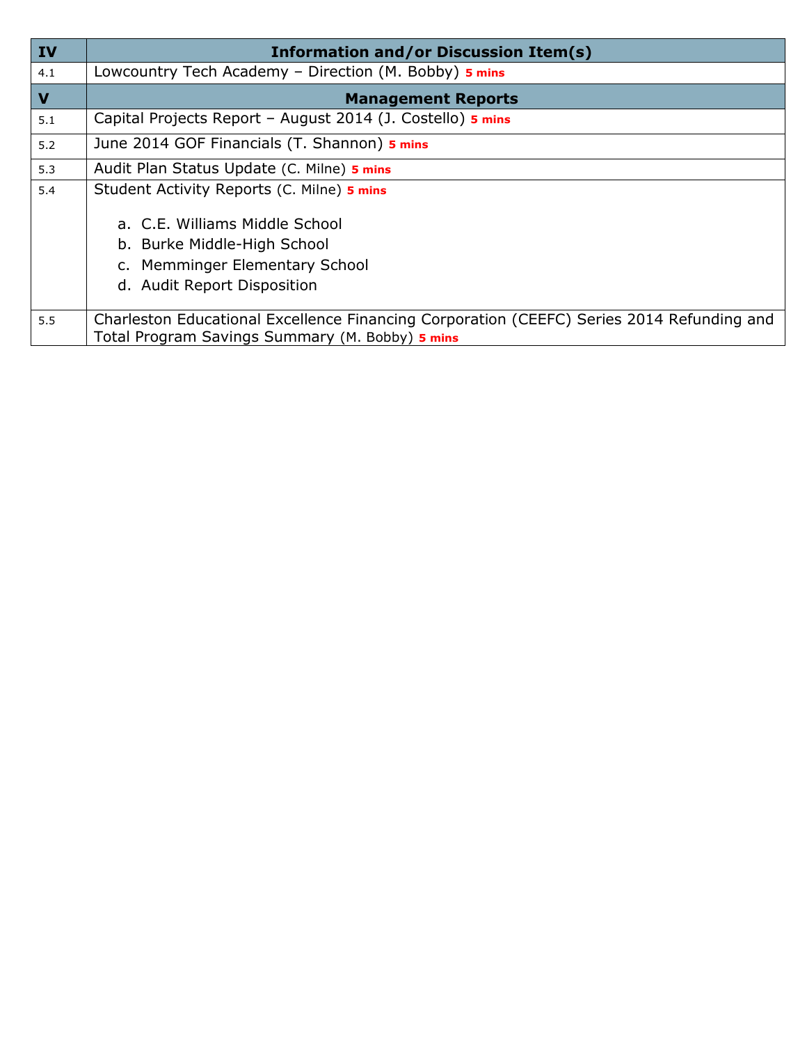| | |
|---|---|
| **IV** | **Information and/or Discussion Item(s)** |
| 4.1 | Lowcountry Tech Academy – Direction (M. Bobby) **5 mins** |
| **V** | **Management Reports** |
| 5.1 | Capital Projects Report – August 2014 (J. Costello) **5 mins** |
| 5.2 | June 2014 GOF Financials (T. Shannon) **5 mins** |
| 5.3 | Audit Plan Status Update (C. Milne) **5 mins** |
| 5.4 | Student Activity Reports (C. Milne) **5 mins**<br><br>a. C.E. Williams Middle School<br>b. Burke Middle-High School<br>c. Memminger Elementary School<br>d. Audit Report Disposition |
| 5.5 | Charleston Educational Excellence Financing Corporation (CEEFC) Series 2014 Refunding and Total Program Savings Summary (M. Bobby) **5 mins** |